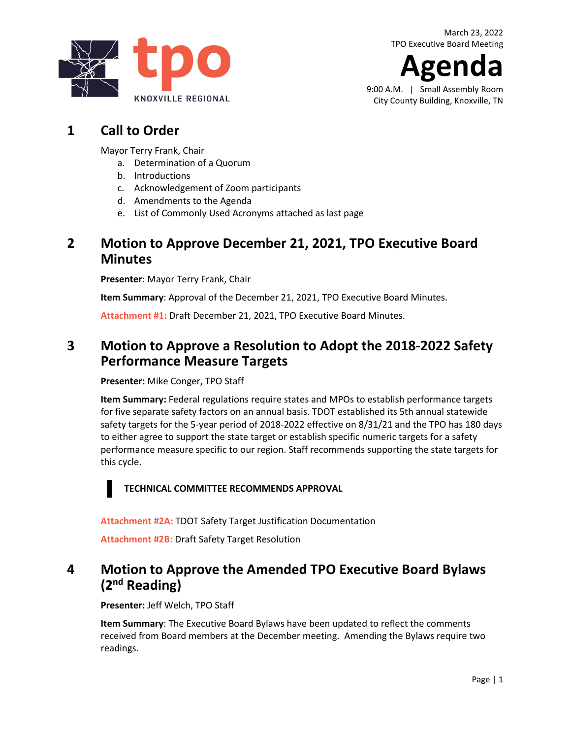TPO KNOXVILLE REGIONAL

March 23, 2022
TPO Executive Board Meeting

# Agenda

9:00 A.M. | Small Assembly Room
City County Building, Knoxville, TN

## 1 Call to Order

Mayor Terry Frank, Chair

a. Determination of a Quorum
b. Introductions
c. Acknowledgement of Zoom participants
d. Amendments to the Agenda
e. List of Commonly Used Acronyms attached as last page

## 2 Motion to Approve December 21, 2021, TPO Executive Board Minutes

**Presenter**: Mayor Terry Frank, Chair

**Item Summary**: Approval of the December 21, 2021, TPO Executive Board Minutes.

**Attachment #1:** Draft December 21, 2021, TPO Executive Board Minutes.

## 3 Motion to Approve a Resolution to Adopt the 2018-2022 Safety Performance Measure Targets

**Presenter:** Mike Conger, TPO Staff

**Item Summary:** Federal regulations require states and MPOs to establish performance targets for five separate safety factors on an annual basis. TDOT established its 5th annual statewide safety targets for the 5-year period of 2018-2022 effective on 8/31/21 and the TPO has 180 days to either agree to support the state target or establish specific numeric targets for a safety performance measure specific to our region. Staff recommends supporting the state targets for this cycle.

**TECHNICAL COMMITTEE RECOMMENDS APPROVAL**

**Attachment #2A:** TDOT Safety Target Justification Documentation

**Attachment #2B:** Draft Safety Target Resolution

## 4 Motion to Approve the Amended TPO Executive Board Bylaws (2nd Reading)

**Presenter:** Jeff Welch, TPO Staff

**Item Summary**: The Executive Board Bylaws have been updated to reflect the comments received from Board members at the December meeting. Amending the Bylaws require two readings.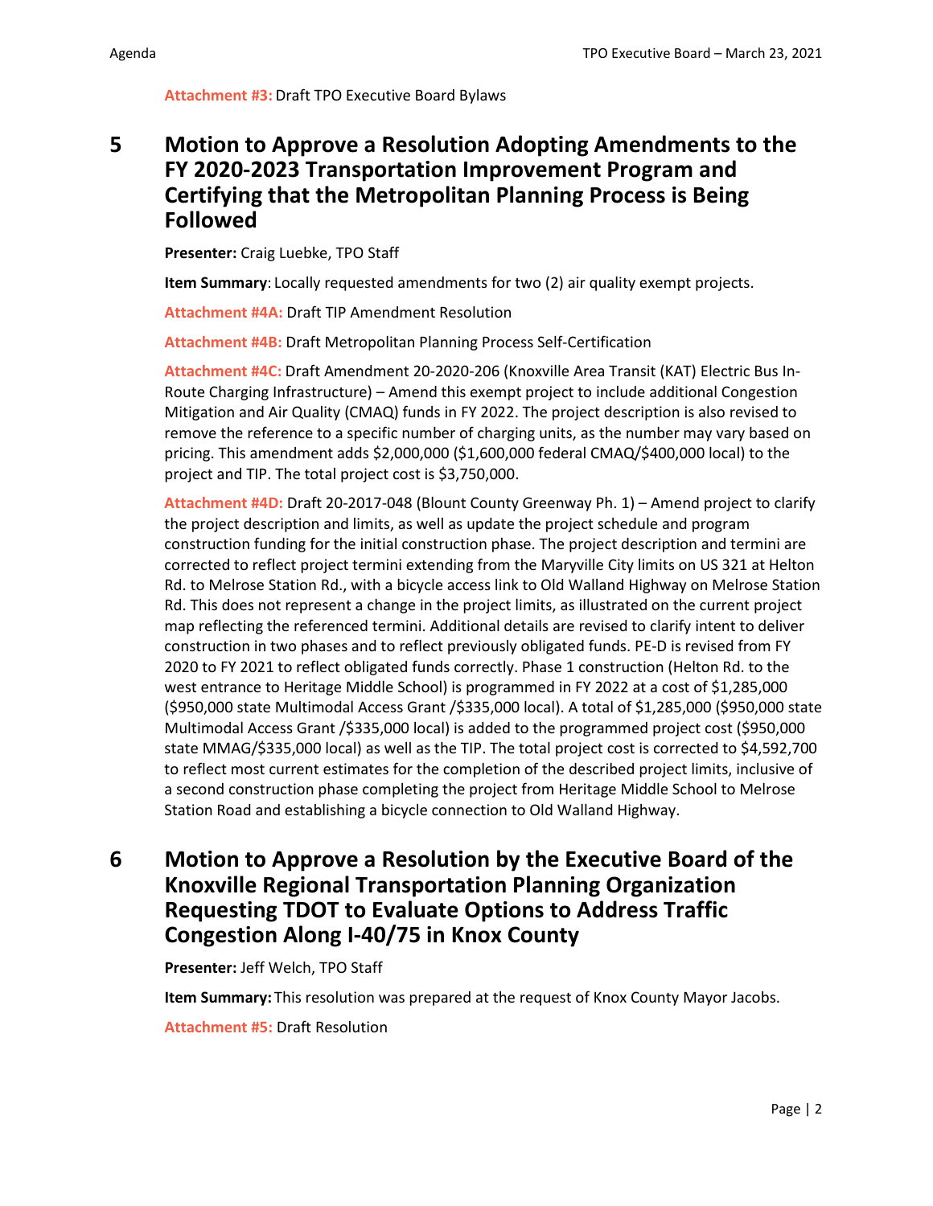**Attachment #3:** Draft TPO Executive Board Bylaws

## 5 Motion to Approve a Resolution Adopting Amendments to the FY 2020-2023 Transportation Improvement Program and Certifying that the Metropolitan Planning Process is Being Followed

**Presenter:** Craig Luebke, TPO Staff

**Item Summary**: Locally requested amendments for two (2) air quality exempt projects.

**Attachment #4A:** Draft TIP Amendment Resolution

**Attachment #4B:** Draft Metropolitan Planning Process Self-Certification

**Attachment #4C:** Draft Amendment 20-2020-206 (Knoxville Area Transit (KAT) Electric Bus In-Route Charging Infrastructure) – Amend this exempt project to include additional Congestion Mitigation and Air Quality (CMAQ) funds in FY 2022. The project description is also revised to remove the reference to a specific number of charging units, as the number may vary based on pricing. This amendment adds $2,000,000 ($1,600,000 federal CMAQ/$400,000 local) to the project and TIP. The total project cost is $3,750,000.

**Attachment #4D:** Draft 20-2017-048 (Blount County Greenway Ph. 1) – Amend project to clarify the project description and limits, as well as update the project schedule and program construction funding for the initial construction phase. The project description and termini are corrected to reflect project termini extending from the Maryville City limits on US 321 at Helton Rd. to Melrose Station Rd., with a bicycle access link to Old Walland Highway on Melrose Station Rd. This does not represent a change in the project limits, as illustrated on the current project map reflecting the referenced termini. Additional details are revised to clarify intent to deliver construction in two phases and to reflect previously obligated funds. PE-D is revised from FY 2020 to FY 2021 to reflect obligated funds correctly. Phase 1 construction (Helton Rd. to the west entrance to Heritage Middle School) is programmed in FY 2022 at a cost of $1,285,000 ($950,000 state Multimodal Access Grant /$335,000 local). A total of $1,285,000 ($950,000 state Multimodal Access Grant /$335,000 local) is added to the programmed project cost ($950,000 state MMAG/$335,000 local) as well as the TIP. The total project cost is corrected to $4,592,700 to reflect most current estimates for the completion of the described project limits, inclusive of a second construction phase completing the project from Heritage Middle School to Melrose Station Road and establishing a bicycle connection to Old Walland Highway.

## 6 Motion to Approve a Resolution by the Executive Board of the Knoxville Regional Transportation Planning Organization Requesting TDOT to Evaluate Options to Address Traffic Congestion Along I-40/75 in Knox County

**Presenter:** Jeff Welch, TPO Staff

**Item Summary:** This resolution was prepared at the request of Knox County Mayor Jacobs.

**Attachment #5:** Draft Resolution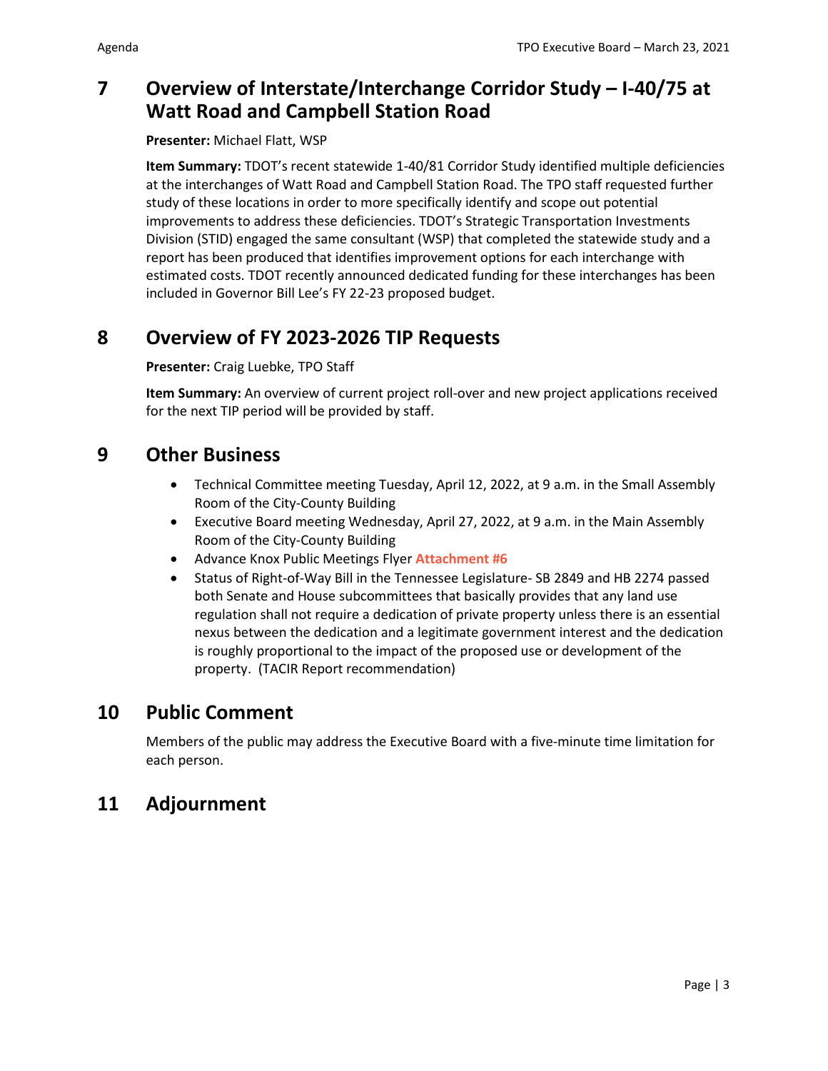## 7 Overview of Interstate/Interchange Corridor Study – I-40/75 at Watt Road and Campbell Station Road

**Presenter:** Michael Flatt, WSP

**Item Summary:** TDOT's recent statewide 1-40/81 Corridor Study identified multiple deficiencies at the interchanges of Watt Road and Campbell Station Road. The TPO staff requested further study of these locations in order to more specifically identify and scope out potential improvements to address these deficiencies. TDOT's Strategic Transportation Investments Division (STID) engaged the same consultant (WSP) that completed the statewide study and a report has been produced that identifies improvement options for each interchange with estimated costs. TDOT recently announced dedicated funding for these interchanges has been included in Governor Bill Lee's FY 22-23 proposed budget.

## 8 Overview of FY 2023-2026 TIP Requests

**Presenter:** Craig Luebke, TPO Staff

**Item Summary:** An overview of current project roll-over and new project applications received for the next TIP period will be provided by staff.

## 9 Other Business

- Technical Committee meeting Tuesday, April 12, 2022, at 9 a.m. in the Small Assembly Room of the City-County Building
- Executive Board meeting Wednesday, April 27, 2022, at 9 a.m. in the Main Assembly Room of the City-County Building
- Advance Knox Public Meetings Flyer **Attachment #6**
- Status of Right-of-Way Bill in the Tennessee Legislature- SB 2849 and HB 2274 passed both Senate and House subcommittees that basically provides that any land use regulation shall not require a dedication of private property unless there is an essential nexus between the dedication and a legitimate government interest and the dedication is roughly proportional to the impact of the proposed use or development of the property. (TACIR Report recommendation)

## 10 Public Comment

Members of the public may address the Executive Board with a five-minute time limitation for each person.

## 11 Adjournment